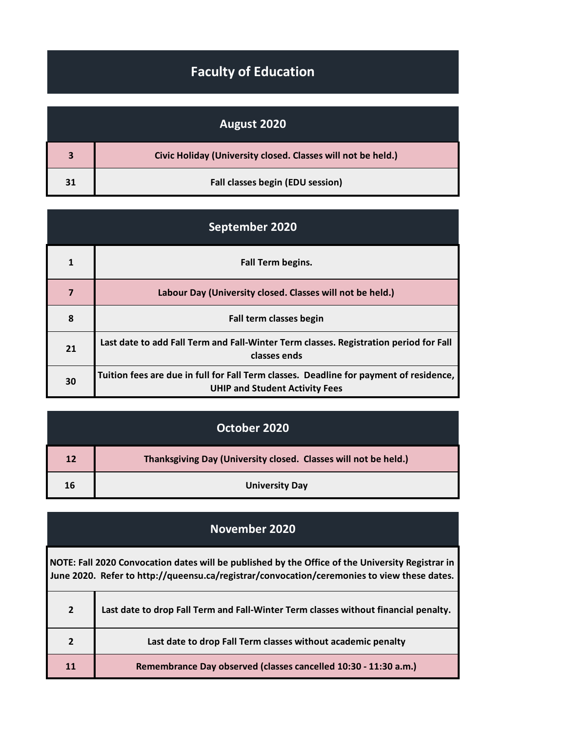# Faculty of Education

## August 2020

| | |
|---|---|
| 3 | Civic Holiday (University closed. Classes will not be held.) |
| 31 | Fall classes begin (EDU session) |

## September 2020

| | |
|---|---|
| 1 | Fall Term begins. |
| 7 | Labour Day (University closed. Classes will not be held.) |
| 8 | Fall term classes begin |
| 21 | Last date to add Fall Term and Fall-Winter Term classes. Registration period for Fall classes ends |
| 30 | Tuition fees are due in full for Fall Term classes. Deadline for payment of residence, UHIP and Student Activity Fees |

## October 2020

| | |
|---|---|
| 12 | Thanksgiving Day (University closed. Classes will not be held.) |
| 16 | University Day |

## November 2020

**NOTE: Fall 2020 Convocation dates will be published by the Office of the University Registrar in June 2020. Refer to http://queensu.ca/registrar/convocation/ceremonies to view these dates.**

| | |
|---|---|
| 2 | Last date to drop Fall Term and Fall-Winter Term classes without financial penalty. |
| 2 | Last date to drop Fall Term classes without academic penalty |
| 11 | Remembrance Day observed (classes cancelled 10:30 - 11:30 a.m.) |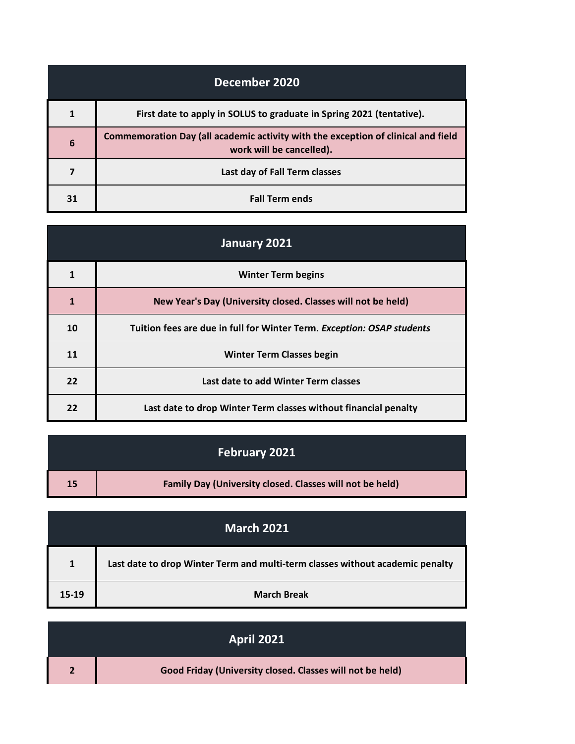| December 2020 | |
|---|---|
| 1 | First date to apply in SOLUS to graduate in Spring 2021 (tentative). |
| 6 | Commemoration Day (all academic activity with the exception of clinical and field work will be cancelled). |
| 7 | Last day of Fall Term classes |
| 31 | Fall Term ends |

| January 2021 | |
|---|---|
| 1 | Winter Term begins |
| 1 | New Year's Day (University closed. Classes will not be held) |
| 10 | Tuition fees are due in full for Winter Term. *Exception: OSAP students* |
| 11 | Winter Term Classes begin |
| 22 | Last date to add Winter Term classes |
| 22 | Last date to drop Winter Term classes without financial penalty |

| February 2021 | |
|---|---|
| 15 | Family Day (University closed. Classes will not be held) |

| March 2021 | |
|---|---|
| 1 | Last date to drop Winter Term and multi-term classes without academic penalty |
| 15-19 | March Break |

| April 2021 | |
|---|---|
| 2 | Good Friday (University closed. Classes will not be held) |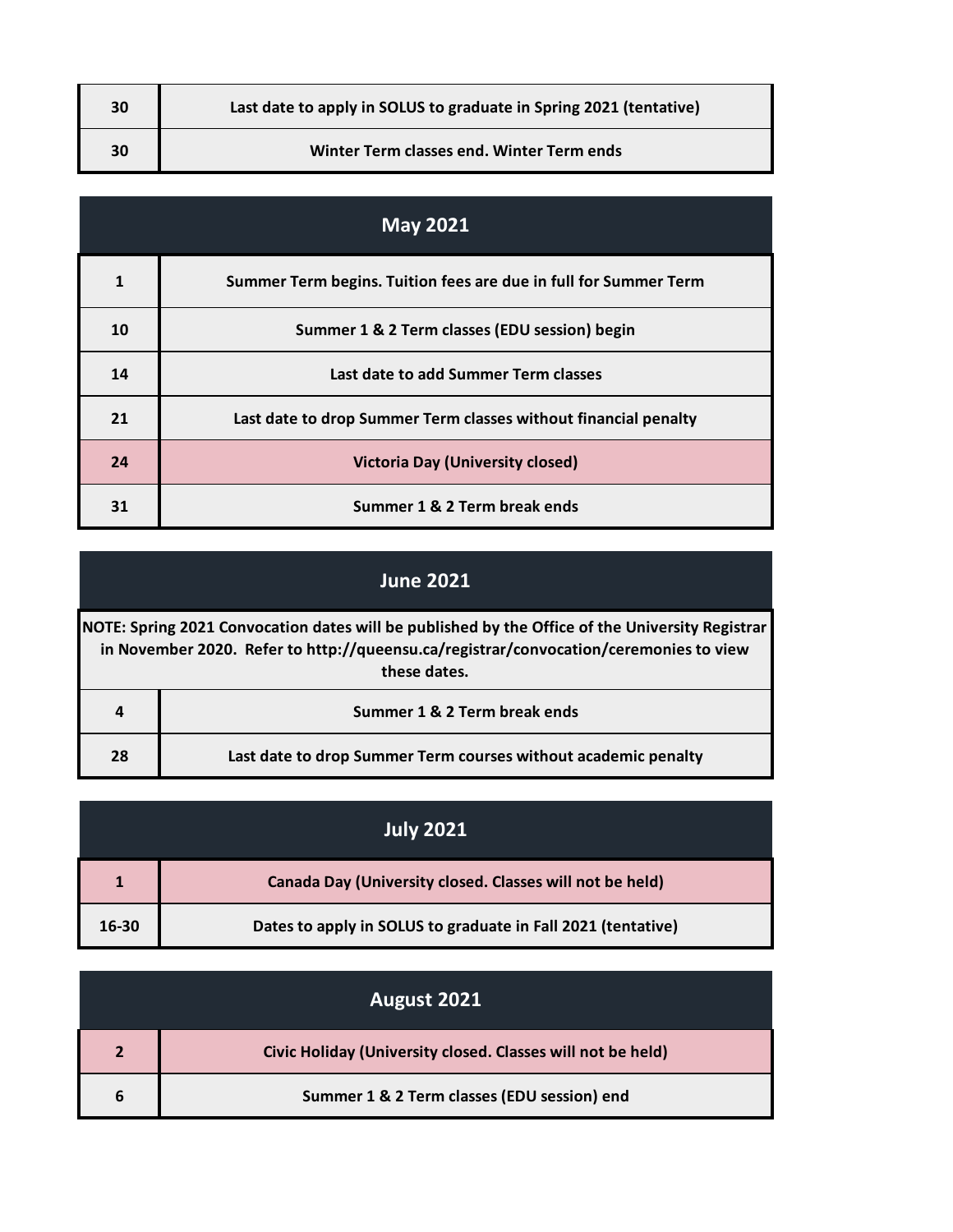| | |
|---|---|
| 30 | Last date to apply in SOLUS to graduate in Spring 2021 (tentative) |
| 30 | Winter Term classes end. Winter Term ends |

## May 2021

| | |
|---|---|
| 1 | Summer Term begins. Tuition fees are due in full for Summer Term |
| 10 | Summer 1 & 2 Term classes (EDU session) begin |
| 14 | Last date to add Summer Term classes |
| 21 | Last date to drop Summer Term classes without financial penalty |
| 24 | Victoria Day (University closed) |
| 31 | Summer 1 & 2 Term break ends |

## June 2021

**NOTE: Spring 2021 Convocation dates will be published by the Office of the University Registrar in November 2020. Refer to http://queensu.ca/registrar/convocation/ceremonies to view these dates.**

| | |
|---|---|
| 4 | Summer 1 & 2 Term break ends |
| 28 | Last date to drop Summer Term courses without academic penalty |

## July 2021

| | |
|---|---|
| 1 | Canada Day (University closed. Classes will not be held) |
| 16-30 | Dates to apply in SOLUS to graduate in Fall 2021 (tentative) |

## August 2021

| | |
|---|---|
| 2 | Civic Holiday (University closed. Classes will not be held) |
| 6 | Summer 1 & 2 Term classes (EDU session) end |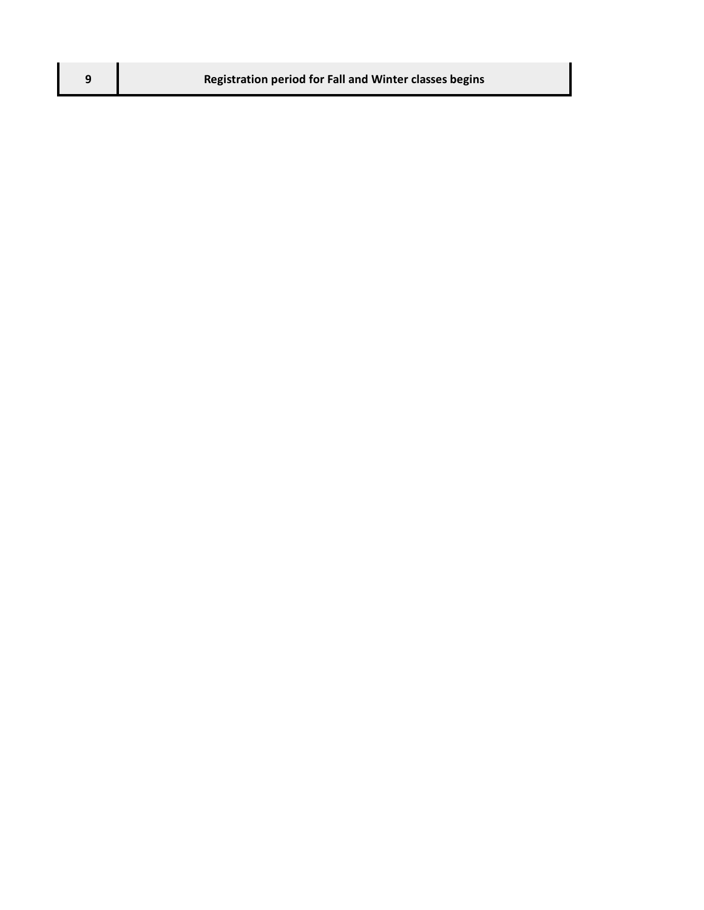| | |
|---|---|
| **9** | **Registration period for Fall and Winter classes begins** |